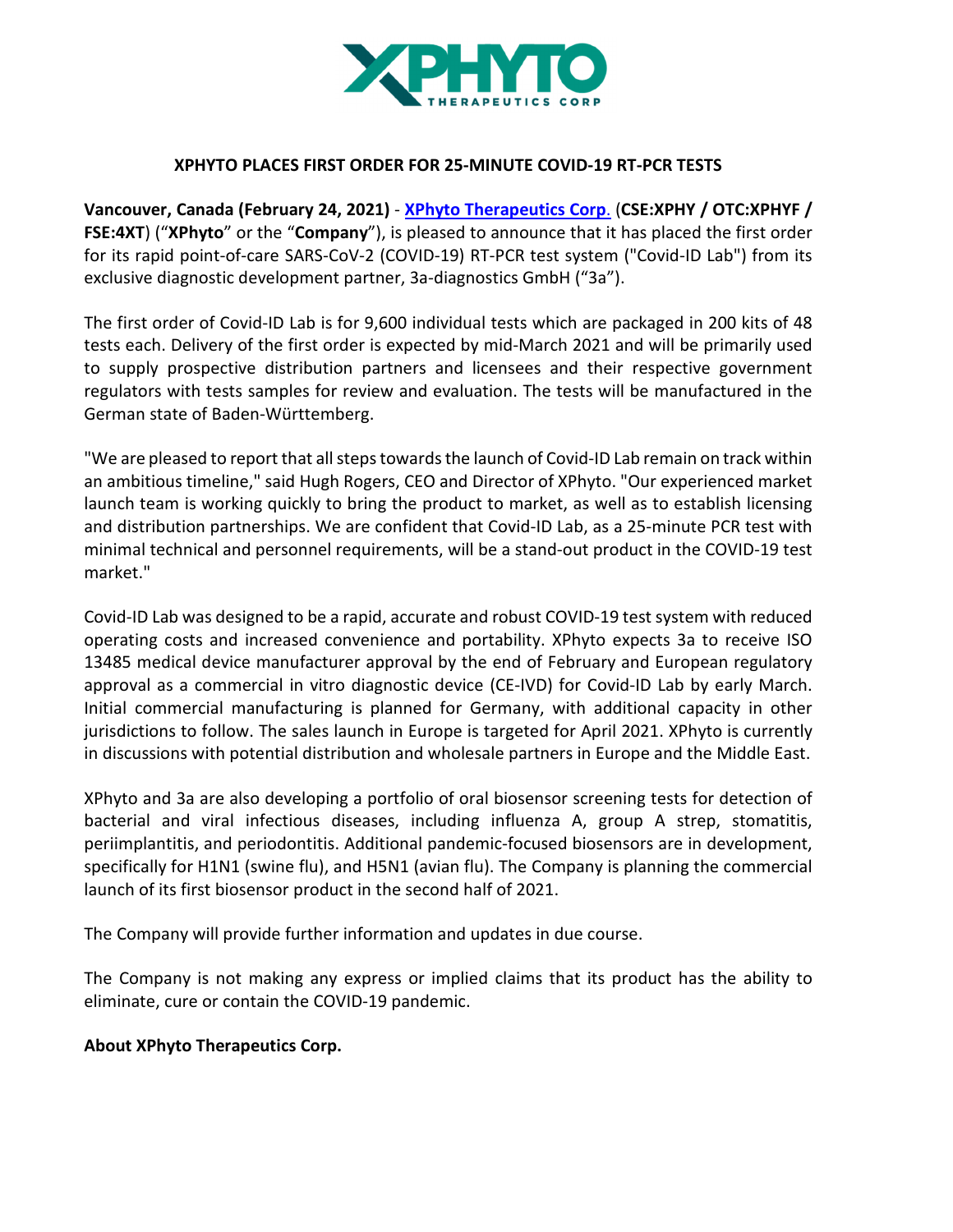# XPHYTO PLACES FIRST ORDER FOR 25-MINUTE COVID-19 RT-PCR TESTS

**Vancouver, Canada (February 24, 2021)** - **XPhyto Therapeutics Corp.** (**CSE:XPHY / OTC:XPHYF / FSE:4XT**) ("**XPhyto**" or the "**Company**"), is pleased to announce that it has placed the first order for its rapid point-of-care SARS-CoV-2 (COVID-19) RT-PCR test system ("Covid-ID Lab") from its exclusive diagnostic development partner, 3a-diagnostics GmbH ("3a").

The first order of Covid-ID Lab is for 9,600 individual tests which are packaged in 200 kits of 48 tests each. Delivery of the first order is expected by mid-March 2021 and will be primarily used to supply prospective distribution partners and licensees and their respective government regulators with tests samples for review and evaluation. The tests will be manufactured in the German state of Baden-Württemberg.

"We are pleased to report that all steps towards the launch of Covid-ID Lab remain on track within an ambitious timeline," said Hugh Rogers, CEO and Director of XPhyto. "Our experienced market launch team is working quickly to bring the product to market, as well as to establish licensing and distribution partnerships. We are confident that Covid-ID Lab, as a 25-minute PCR test with minimal technical and personnel requirements, will be a stand-out product in the COVID-19 test market."

Covid-ID Lab was designed to be a rapid, accurate and robust COVID-19 test system with reduced operating costs and increased convenience and portability. XPhyto expects 3a to receive ISO 13485 medical device manufacturer approval by the end of February and European regulatory approval as a commercial in vitro diagnostic device (CE-IVD) for Covid-ID Lab by early March. Initial commercial manufacturing is planned for Germany, with additional capacity in other jurisdictions to follow. The sales launch in Europe is targeted for April 2021. XPhyto is currently in discussions with potential distribution and wholesale partners in Europe and the Middle East.

XPhyto and 3a are also developing a portfolio of oral biosensor screening tests for detection of bacterial and viral infectious diseases, including influenza A, group A strep, stomatitis, periimplantitis, and periodontitis. Additional pandemic-focused biosensors are in development, specifically for H1N1 (swine flu), and H5N1 (avian flu). The Company is planning the commercial launch of its first biosensor product in the second half of 2021.

The Company will provide further information and updates in due course.

The Company is not making any express or implied claims that its product has the ability to eliminate, cure or contain the COVID-19 pandemic.

**About XPhyto Therapeutics Corp.**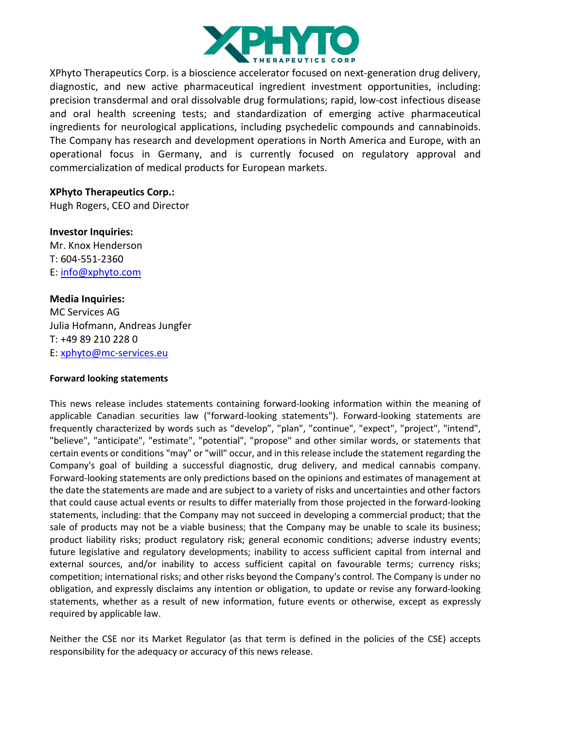XPhyto Therapeutics Corp. is a bioscience accelerator focused on next-generation drug delivery, diagnostic, and new active pharmaceutical ingredient investment opportunities, including: precision transdermal and oral dissolvable drug formulations; rapid, low-cost infectious disease and oral health screening tests; and standardization of emerging active pharmaceutical ingredients for neurological applications, including psychedelic compounds and cannabinoids. The Company has research and development operations in North America and Europe, with an operational focus in Germany, and is currently focused on regulatory approval and commercialization of medical products for European markets.

**XPhyto Therapeutics Corp.:**
Hugh Rogers, CEO and Director

**Investor Inquiries:**
Mr. Knox Henderson
T: 604-551-2360
E: info@xphyto.com

**Media Inquiries:**
MC Services AG
Julia Hofmann, Andreas Jungfer
T: +49 89 210 228 0
E: xphyto@mc-services.eu

**Forward looking statements**

This news release includes statements containing forward-looking information within the meaning of applicable Canadian securities law ("forward-looking statements"). Forward-looking statements are frequently characterized by words such as "develop", "plan", "continue", "expect", "project", "intend", "believe", "anticipate", "estimate", "potential", "propose" and other similar words, or statements that certain events or conditions "may" or "will" occur, and in this release include the statement regarding the Company's goal of building a successful diagnostic, drug delivery, and medical cannabis company. Forward-looking statements are only predictions based on the opinions and estimates of management at the date the statements are made and are subject to a variety of risks and uncertainties and other factors that could cause actual events or results to differ materially from those projected in the forward-looking statements, including: that the Company may not succeed in developing a commercial product; that the sale of products may not be a viable business; that the Company may be unable to scale its business; product liability risks; product regulatory risk; general economic conditions; adverse industry events; future legislative and regulatory developments; inability to access sufficient capital from internal and external sources, and/or inability to access sufficient capital on favourable terms; currency risks; competition; international risks; and other risks beyond the Company's control. The Company is under no obligation, and expressly disclaims any intention or obligation, to update or revise any forward-looking statements, whether as a result of new information, future events or otherwise, except as expressly required by applicable law.

Neither the CSE nor its Market Regulator (as that term is defined in the policies of the CSE) accepts responsibility for the adequacy or accuracy of this news release.